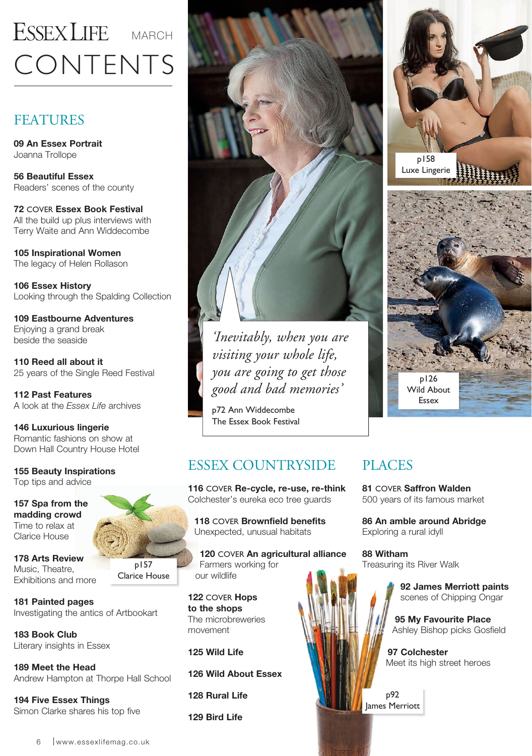# ESSEX LIFE MARCH

# CONTENTS

## FEATURES

**09 An Essex Portrait**
Joanna Trollope

**56 Beautiful Essex**
Readers' scenes of the county

**72** COVER **Essex Book Festival**
All the build up plus interviews with Terry Waite and Ann Widdecombe

**105 Inspirational Women**
The legacy of Helen Rollason

**106 Essex History**
Looking through the Spalding Collection

**109 Eastbourne Adventures**
Enjoying a grand break beside the seaside

**110 Reed all about it**
25 years of the Single Reed Festival

**112 Past Features**
A look at the *Essex Life* archives

**146 Luxurious lingerie**
Romantic fashions on show at Down Hall Country House Hotel

**155 Beauty Inspirations**
Top tips and advice

**157 Spa from the madding crowd**
Time to relax at Clarice House

**178 Arts Review**
Music, Theatre, Exhibitions and more

**181 Painted pages**
Investigating the antics of Artbookart

**183 Book Club**
Literary insights in Essex

**189 Meet the Head**
Andrew Hampton at Thorpe Hall School

**194 Five Essex Things**
Simon Clarke shares his top five

p157
Clarice House

*'Inevitably, when you are visiting your whole life, you are going to get those good and bad memories'*

p72 Ann Widdecombe
The Essex Book Festival

p158
Luxe Lingerie

p126
Wild About Essex

## ESSEX COUNTRYSIDE

**116** COVER **Re-cycle, re-use, re-think**
Colchester's eureka eco tree guards

**118** COVER **Brownfield benefits**
Unexpected, unusual habitats

**120** COVER **An agricultural alliance**
Farmers working for our wildlife

**122** COVER **Hops to the shops**
The microbreweries movement

**125 Wild Life**

**126 Wild About Essex**

**128 Rural Life**

**129 Bird Life**

## PLACES

**81** COVER **Saffron Walden**
500 years of its famous market

**86 An amble around Abridge**
Exploring a rural idyll

**88 Witham**
Treasuring its River Walk

**92 James Merriott paints**
scenes of Chipping Ongar

**95 My Favourite Place**
Ashley Bishop picks Gosfield

**97 Colchester**
Meet its high street heroes

p92
James Merriott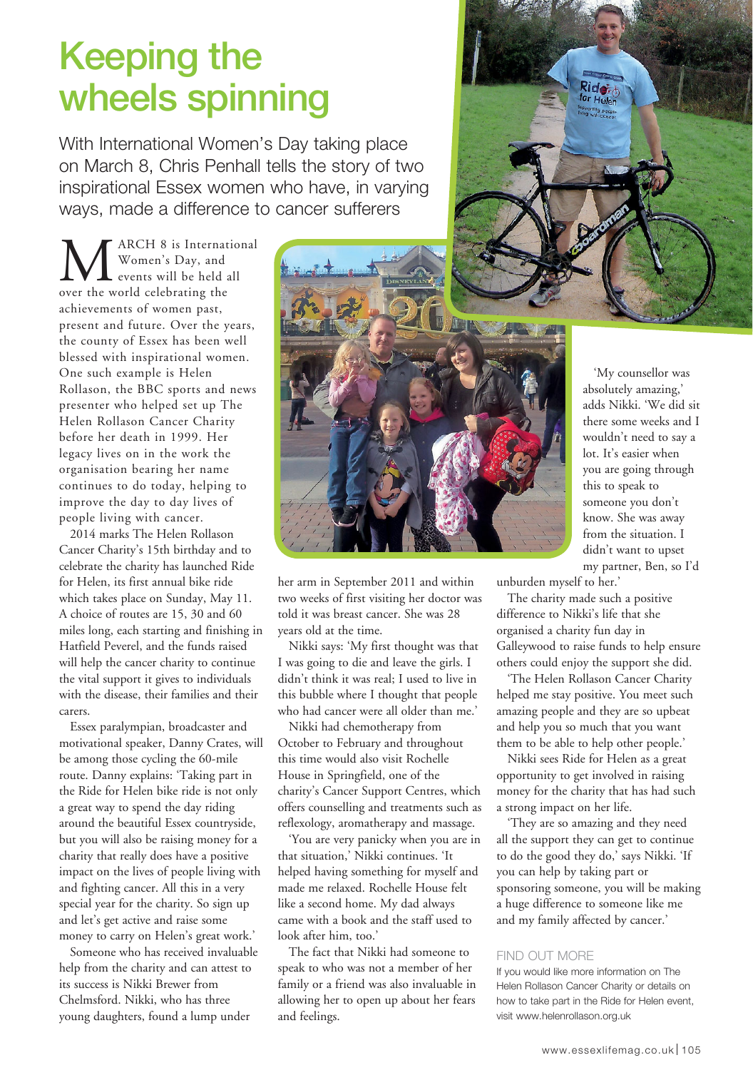# Keeping the wheels spinning

With International Women's Day taking place on March 8, Chris Penhall tells the story of two inspirational Essex women who have, in varying ways, made a difference to cancer sufferers

MARCH 8 is International Women's Day, and events will be held all over the world celebrating the achievements of women past, present and future. Over the years, the county of Essex has been well blessed with inspirational women. One such example is Helen Rollason, the BBC sports and news presenter who helped set up The Helen Rollason Cancer Charity before her death in 1999. Her legacy lives on in the work the organisation bearing her name continues to do today, helping to improve the day to day lives of people living with cancer.

2014 marks The Helen Rollason Cancer Charity's 15th birthday and to celebrate the charity has launched Ride for Helen, its first annual bike ride which takes place on Sunday, May 11. A choice of routes are 15, 30 and 60 miles long, each starting and finishing in Hatfield Peverel, and the funds raised will help the cancer charity to continue the vital support it gives to individuals with the disease, their families and their carers.

Essex paralympian, broadcaster and motivational speaker, Danny Crates, will be among those cycling the 60-mile route. Danny explains: 'Taking part in the Ride for Helen bike ride is not only a great way to spend the day riding around the beautiful Essex countryside, but you will also be raising money for a charity that really does have a positive impact on the lives of people living with and fighting cancer. All this in a very special year for the charity. So sign up and let's get active and raise some money to carry on Helen's great work.'

Someone who has received invaluable help from the charity and can attest to its success is Nikki Brewer from Chelmsford. Nikki, who has three young daughters, found a lump under her arm in September 2011 and within two weeks of first visiting her doctor was told it was breast cancer. She was 28 years old at the time.

Nikki says: 'My first thought was that I was going to die and leave the girls. I didn't think it was real; I used to live in this bubble where I thought that people who had cancer were all older than me.'

Nikki had chemotherapy from October to February and throughout this time would also visit Rochelle House in Springfield, one of the charity's Cancer Support Centres, which offers counselling and treatments such as reflexology, aromatherapy and massage.

'You are very panicky when you are in that situation,' Nikki continues. 'It helped having something for myself and made me relaxed. Rochelle House felt like a second home. My dad always came with a book and the staff used to look after him, too.'

The fact that Nikki had someone to speak to who was not a member of her family or a friend was also invaluable in allowing her to open up about her fears and feelings.

'My counsellor was absolutely amazing,' adds Nikki. 'We did sit there some weeks and I wouldn't need to say a lot. It's easier when you are going through this to speak to someone you don't know. She was away from the situation. I didn't want to upset my partner, Ben, so I'd unburden myself to her.'

The charity made such a positive difference to Nikki's life that she organised a charity fun day in Galleywood to raise funds to help ensure others could enjoy the support she did.

'The Helen Rollason Cancer Charity helped me stay positive. You meet such amazing people and they are so upbeat and help you so much that you want them to be able to help other people.'

Nikki sees Ride for Helen as a great opportunity to get involved in raising money for the charity that has had such a strong impact on her life.

'They are so amazing and they need all the support they can get to continue to do the good they do,' says Nikki. 'If you can help by taking part or sponsoring someone, you will be making a huge difference to someone like me and my family affected by cancer.'

## FIND OUT MORE

If you would like more information on The Helen Rollason Cancer Charity or details on how to take part in the Ride for Helen event, visit www.helenrollason.org.uk